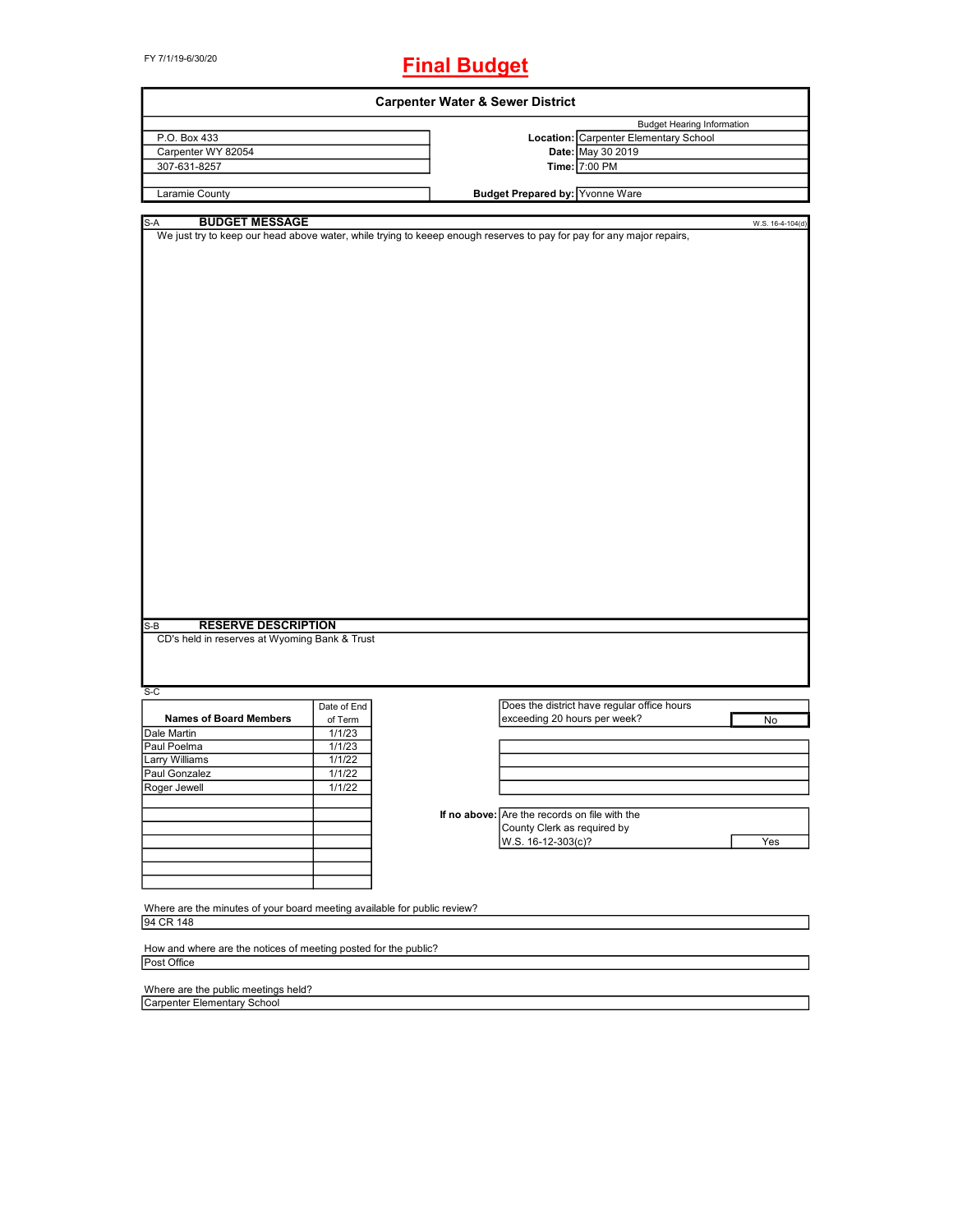FY 7/1/19-6/30/20

# Final Budget

## Carpenter Water & Sewer District

P.O. Box 433
Carpenter WY 82054
307-631-8257

Laramie County

**Budget Hearing Information**

**Location:** Carpenter Elementary School
**Date:** May 30 2019
**Time:** 7:00 PM

**Budget Prepared by:** Yvonne Ware

### S-A BUDGET MESSAGE

W.S. 16-4-104(d)

We just try to keep our head above water, while trying to keeep enough reserves to pay for pay for any major repairs,

### S-B RESERVE DESCRIPTION

CD's held in reserves at Wyoming Bank & Trust

### S-C

| Names of Board Members | Date of End of Term |
|---|---|
| Dale Martin | 1/1/23 |
| Paul Poelma | 1/1/23 |
| Larry Williams | 1/1/22 |
| Paul Gonzalez | 1/1/22 |
| Roger Jewell | 1/1/22 |

Does the district have regular office hours exceeding 20 hours per week? **No**

If no above: Are the records on file with the County Clerk as required by W.S. 16-12-303(c)? **Yes**

Where are the minutes of your board meeting available for public review?
94 CR 148

How and where are the notices of meeting posted for the public?
Post Office

Where are the public meetings held?
Carpenter Elementary School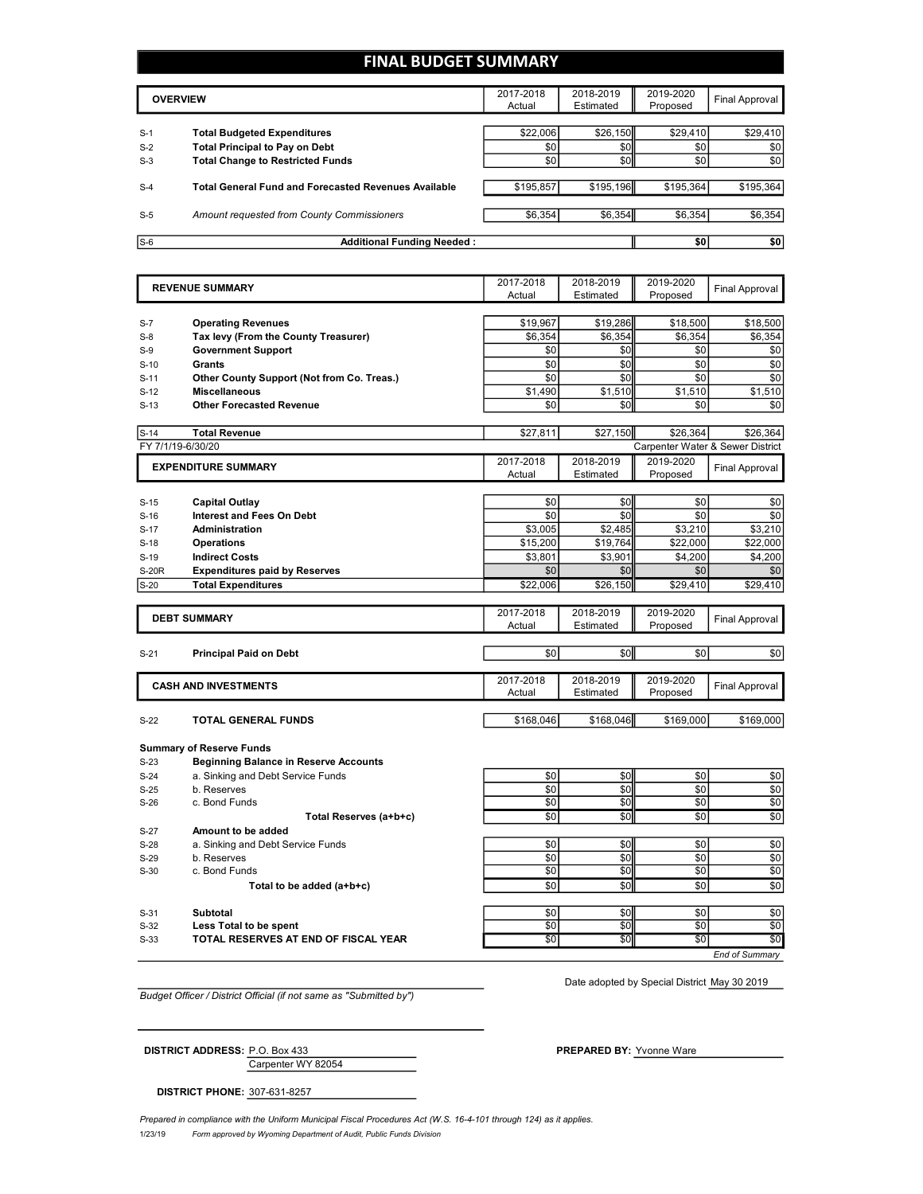# FINAL BUDGET SUMMARY

| | OVERVIEW | 2017-2018 Actual | 2018-2019 Estimated | 2019-2020 Proposed | Final Approval |
|---|---|---|---|---|---|
| S-1 | **Total Budgeted Expenditures** | $22,006 | $26,150 | $29,410 | $29,410 |
| S-2 | **Total Principal to Pay on Debt** | $0 | $0 | $0 | $0 |
| S-3 | **Total Change to Restricted Funds** | $0 | $0 | $0 | $0 |
| S-4 | **Total General Fund and Forecasted Revenues Available** | $195,857 | $195,196 | $195,364 | $195,364 |
| S-5 | *Amount requested from County Commissioners* | $6,354 | $6,354 | $6,354 | $6,354 |
| S-6 | **Additional Funding Needed :** | | | **$0** | **$0** |

| | REVENUE SUMMARY | 2017-2018 Actual | 2018-2019 Estimated | 2019-2020 Proposed | Final Approval |
|---|---|---|---|---|---|
| S-7 | **Operating Revenues** | $19,967 | $19,286 | $18,500 | $18,500 |
| S-8 | **Tax levy (From the County Treasurer)** | $6,354 | $6,354 | $6,354 | $6,354 |
| S-9 | **Government Support** | $0 | $0 | $0 | $0 |
| S-10 | **Grants** | $0 | $0 | $0 | $0 |
| S-11 | **Other County Support (Not from Co. Treas.)** | $0 | $0 | $0 | $0 |
| S-12 | **Miscellaneous** | $1,490 | $1,510 | $1,510 | $1,510 |
| S-13 | **Other Forecasted Revenue** | $0 | $0 | $0 | $0 |
| S-14 | **Total Revenue** | $27,811 | $27,150 | $26,364 | $26,364 |

FY 7/1/19-6/30/20 — Carpenter Water & Sewer District

| | EXPENDITURE SUMMARY | 2017-2018 Actual | 2018-2019 Estimated | 2019-2020 Proposed | Final Approval |
|---|---|---|---|---|---|
| S-15 | **Capital Outlay** | $0 | $0 | $0 | $0 |
| S-16 | **Interest and Fees On Debt** | $0 | $0 | $0 | $0 |
| S-17 | **Administration** | $3,005 | $2,485 | $3,210 | $3,210 |
| S-18 | **Operations** | $15,200 | $19,764 | $22,000 | $22,000 |
| S-19 | **Indirect Costs** | $3,801 | $3,901 | $4,200 | $4,200 |
| S-20R | **Expenditures paid by Reserves** | $0 | $0 | $0 | $0 |
| S-20 | **Total Expenditures** | $22,006 | $26,150 | $29,410 | $29,410 |

| | DEBT SUMMARY | 2017-2018 Actual | 2018-2019 Estimated | 2019-2020 Proposed | Final Approval |
|---|---|---|---|---|---|
| S-21 | **Principal Paid on Debt** | $0 | $0 | $0 | $0 |

| | CASH AND INVESTMENTS | 2017-2018 Actual | 2018-2019 Estimated | 2019-2020 Proposed | Final Approval |
|---|---|---|---|---|---|
| S-22 | **TOTAL GENERAL FUNDS** | $168,046 | $168,046 | $169,000 | $169,000 |
| | **Summary of Reserve Funds** | | | | |
| S-23 | **Beginning Balance in Reserve Accounts** | | | | |
| S-24 | a. Sinking and Debt Service Funds | $0 | $0 | $0 | $0 |
| S-25 | b. Reserves | $0 | $0 | $0 | $0 |
| S-26 | c. Bond Funds | $0 | $0 | $0 | $0 |
| | **Total Reserves (a+b+c)** | $0 | $0 | $0 | $0 |
| S-27 | **Amount to be added** | | | | |
| S-28 | a. Sinking and Debt Service Funds | $0 | $0 | $0 | $0 |
| S-29 | b. Reserves | $0 | $0 | $0 | $0 |
| S-30 | c. Bond Funds | $0 | $0 | $0 | $0 |
| | **Total to be added (a+b+c)** | $0 | $0 | $0 | $0 |
| S-31 | **Subtotal** | $0 | $0 | $0 | $0 |
| S-32 | **Less Total to be spent** | $0 | $0 | $0 | $0 |
| S-33 | **TOTAL RESERVES AT END OF FISCAL YEAR** | $0 | $0 | $0 | $0 |

*End of Summary*

*Budget Officer / District Official (if not same as "Submitted by")*

Date adopted by Special District May 30 2019

**DISTRICT ADDRESS:** P.O. Box 433
Carpenter WY 82054

**PREPARED BY:** Yvonne Ware

**DISTRICT PHONE:** 307-631-8257

*Prepared in compliance with the Uniform Municipal Fiscal Procedures Act (W.S. 16-4-101 through 124) as it applies.*

1/23/19 *Form approved by Wyoming Department of Audit, Public Funds Division*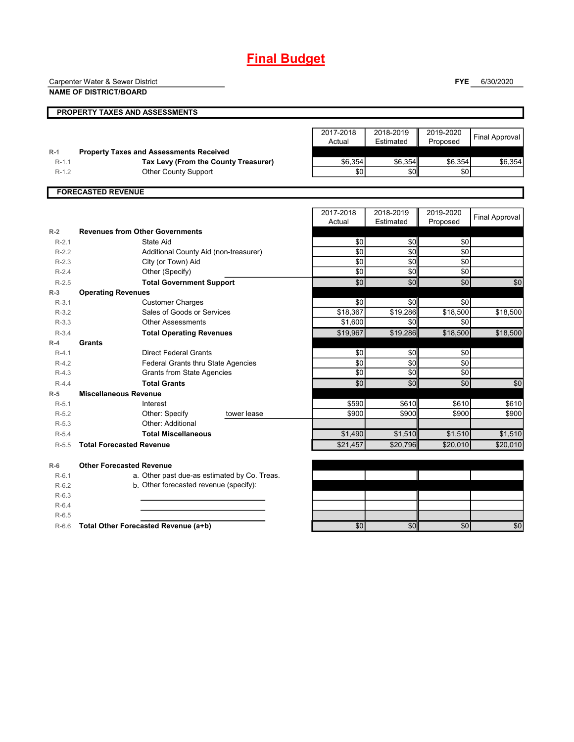# Final Budget

Carpenter Water & Sewer District
**NAME OF DISTRICT/BOARD**

**FYE** 6/30/2020

## PROPERTY TAXES AND ASSESSMENTS

| | | 2017-2018 Actual | 2018-2019 Estimated | 2019-2020 Proposed | Final Approval |
|---|---|---|---|---|---|
| **R-1** | **Property Taxes and Assessments Received** | | | | |
| R-1.1 | **Tax Levy (From the County Treasurer)** | $6,354 | $6,354 | $6,354 | $6,354 |
| R-1.2 | Other County Support | $0 | $0 | $0 | |

## FORECASTED REVENUE

| | | 2017-2018 Actual | 2018-2019 Estimated | 2019-2020 Proposed | Final Approval |
|---|---|---|---|---|---|
| **R-2** | **Revenues from Other Governments** | | | | |
| R-2.1 | State Aid | $0 | $0 | $0 | |
| R-2.2 | Additional County Aid (non-treasurer) | $0 | $0 | $0 | |
| R-2.3 | City (or Town) Aid | $0 | $0 | $0 | |
| R-2.4 | Other (Specify) | $0 | $0 | $0 | |
| R-2.5 | **Total Government Support** | $0 | $0 | $0 | $0 |
| **R-3** | **Operating Revenues** | | | | |
| R-3.1 | Customer Charges | $0 | $0 | $0 | |
| R-3.2 | Sales of Goods or Services | $18,367 | $19,286 | $18,500 | $18,500 |
| R-3.3 | Other Assessments | $1,600 | $0 | $0 | |
| R-3.4 | **Total Operating Revenues** | $19,967 | $19,286 | $18,500 | $18,500 |
| **R-4** | **Grants** | | | | |
| R-4.1 | Direct Federal Grants | $0 | $0 | $0 | |
| R-4.2 | Federal Grants thru State Agencies | $0 | $0 | $0 | |
| R-4.3 | Grants from State Agencies | $0 | $0 | $0 | |
| R-4.4 | **Total Grants** | $0 | $0 | $0 | $0 |
| **R-5** | **Miscellaneous Revenue** | | | | |
| R-5.1 | Interest | $590 | $610 | $610 | $610 |
| R-5.2 | Other: Specify tower lease | $900 | $900 | $900 | $900 |
| R-5.3 | Other: Additional | | | | |
| R-5.4 | **Total Miscellaneous** | $1,490 | $1,510 | $1,510 | $1,510 |
| R-5.5 | **Total Forecasted Revenue** | $21,457 | $20,796 | $20,010 | $20,010 |
| **R-6** | **Other Forecasted Revenue** | | | | |
| R-6.1 | a. Other past due-as estimated by Co. Treas. | | | | |
| R-6.2 | b. Other forecasted revenue (specify): | | | | |
| R-6.3 | | | | | |
| R-6.4 | | | | | |
| R-6.5 | | | | | |
| R-6.6 | **Total Other Forecasted Revenue (a+b)** | $0 | $0 | $0 | $0 |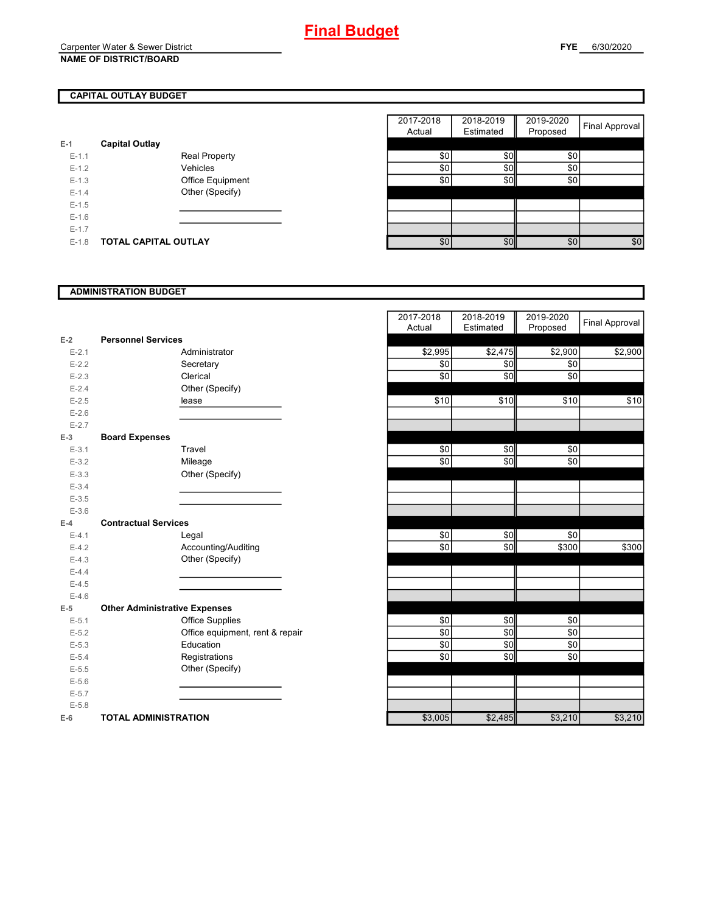# Final Budget

Carpenter Water & Sewer District
**NAME OF DISTRICT/BOARD**

**FYE** 6/30/2020

## CAPITAL OUTLAY BUDGET

| | | | 2017-2018 Actual | 2018-2019 Estimated | 2019-2020 Proposed | Final Approval |
|---|---|---|---|---|---|---|
| E-1 | **Capital Outlay** | | | | | |
| E-1.1 | | Real Property | $0 | $0 | $0 | |
| E-1.2 | | Vehicles | $0 | $0 | $0 | |
| E-1.3 | | Office Equipment | $0 | $0 | $0 | |
| E-1.4 | | Other (Specify) | | | | |
| E-1.5 | | | | | | |
| E-1.6 | | | | | | |
| E-1.7 | | | | | | |
| E-1.8 | **TOTAL CAPITAL OUTLAY** | | $0 | $0 | $0 | $0 |

## ADMINISTRATION BUDGET

| | | | 2017-2018 Actual | 2018-2019 Estimated | 2019-2020 Proposed | Final Approval |
|---|---|---|---|---|---|---|
| E-2 | **Personnel Services** | | | | | |
| E-2.1 | | Administrator | $2,995 | $2,475 | $2,900 | $2,900 |
| E-2.2 | | Secretary | $0 | $0 | $0 | |
| E-2.3 | | Clerical | $0 | $0 | $0 | |
| E-2.4 | | Other (Specify) | | | | |
| E-2.5 | | lease | $10 | $10 | $10 | $10 |
| E-2.6 | | | | | | |
| E-2.7 | | | | | | |
| E-3 | **Board Expenses** | | | | | |
| E-3.1 | | Travel | $0 | $0 | $0 | |
| E-3.2 | | Mileage | $0 | $0 | $0 | |
| E-3.3 | | Other (Specify) | | | | |
| E-3.4 | | | | | | |
| E-3.5 | | | | | | |
| E-3.6 | | | | | | |
| E-4 | **Contractual Services** | | | | | |
| E-4.1 | | Legal | $0 | $0 | $0 | |
| E-4.2 | | Accounting/Auditing | $0 | $0 | $300 | $300 |
| E-4.3 | | Other (Specify) | | | | |
| E-4.4 | | | | | | |
| E-4.5 | | | | | | |
| E-4.6 | | | | | | |
| E-5 | **Other Administrative Expenses** | | | | | |
| E-5.1 | | Office Supplies | $0 | $0 | $0 | |
| E-5.2 | | Office equipment, rent & repair | $0 | $0 | $0 | |
| E-5.3 | | Education | $0 | $0 | $0 | |
| E-5.4 | | Registrations | $0 | $0 | $0 | |
| E-5.5 | | Other (Specify) | | | | |
| E-5.6 | | | | | | |
| E-5.7 | | | | | | |
| E-5.8 | | | | | | |
| E-6 | **TOTAL ADMINISTRATION** | | $3,005 | $2,485 | $3,210 | $3,210 |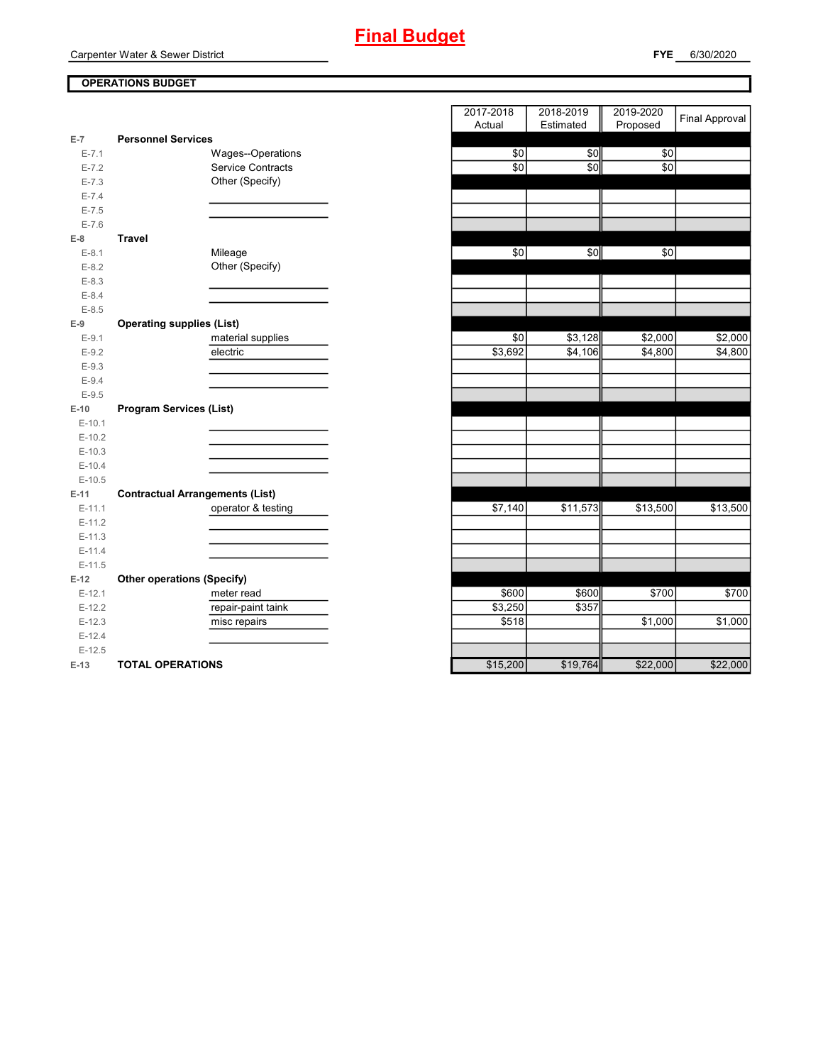# Final Budget

Carpenter Water & Sewer District

**FYE** 6/30/2020

**OPERATIONS BUDGET**

| | | | 2017-2018 Actual | 2018-2019 Estimated | 2019-2020 Proposed | Final Approval |
|---|---|---|---|---|---|---|
| E-7 | **Personnel Services** | | | | | |
| E-7.1 | | Wages--Operations | $0 | $0 | $0 | |
| E-7.2 | | Service Contracts | $0 | $0 | $0 | |
| E-7.3 | | Other (Specify) | | | | |
| E-7.4 | | | | | | |
| E-7.5 | | | | | | |
| E-7.6 | | | | | | |
| E-8 | **Travel** | | | | | |
| E-8.1 | | Mileage | $0 | $0 | $0 | |
| E-8.2 | | Other (Specify) | | | | |
| E-8.3 | | | | | | |
| E-8.4 | | | | | | |
| E-8.5 | | | | | | |
| E-9 | **Operating supplies (List)** | | | | | |
| E-9.1 | | material supplies | $0 | $3,128 | $2,000 | $2,000 |
| E-9.2 | | electric | $3,692 | $4,106 | $4,800 | $4,800 |
| E-9.3 | | | | | | |
| E-9.4 | | | | | | |
| E-9.5 | | | | | | |
| E-10 | **Program Services (List)** | | | | | |
| E-10.1 | | | | | | |
| E-10.2 | | | | | | |
| E-10.3 | | | | | | |
| E-10.4 | | | | | | |
| E-10.5 | | | | | | |
| E-11 | **Contractual Arrangements (List)** | | | | | |
| E-11.1 | | operator & testing | $7,140 | $11,573 | $13,500 | $13,500 |
| E-11.2 | | | | | | |
| E-11.3 | | | | | | |
| E-11.4 | | | | | | |
| E-11.5 | | | | | | |
| E-12 | **Other operations (Specify)** | | | | | |
| E-12.1 | | meter read | $600 | $600 | $700 | $700 |
| E-12.2 | | repair-paint taink | $3,250 | $357 | | |
| E-12.3 | | misc repairs | $518 | | $1,000 | $1,000 |
| E-12.4 | | | | | | |
| E-12.5 | | | | | | |
| E-13 | **TOTAL OPERATIONS** | | $15,200 | $19,764 | $22,000 | $22,000 |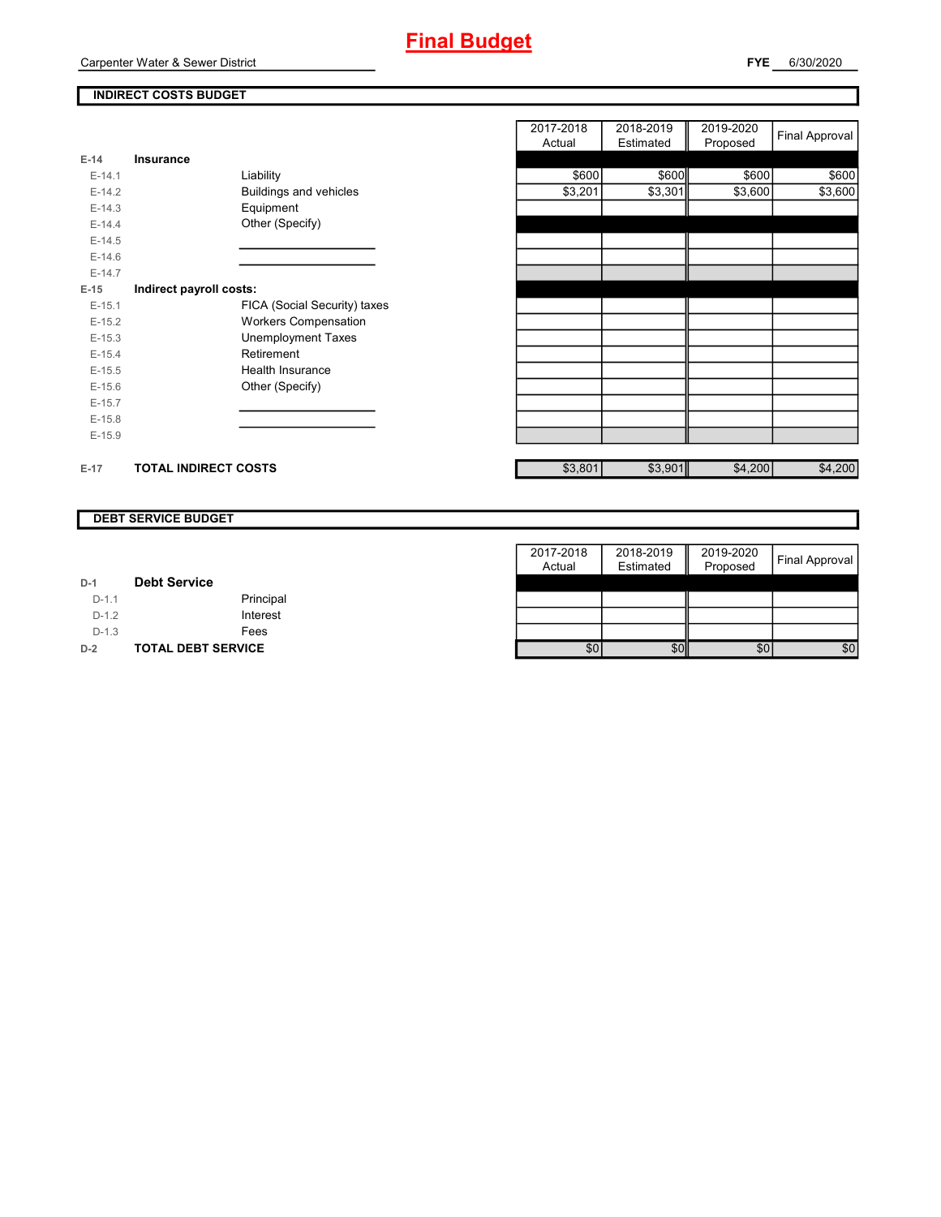# Final Budget

Carpenter Water & Sewer District

**FYE** 6/30/2020

## INDIRECT COSTS BUDGET

| | | | 2017-2018 Actual | 2018-2019 Estimated | 2019-2020 Proposed | Final Approval |
|---|---|---|---|---|---|---|
| E-14 | **Insurance** | | | | | |
| E-14.1 | | Liability | $600 | $600 | $600 | $600 |
| E-14.2 | | Buildings and vehicles | $3,201 | $3,301 | $3,600 | $3,600 |
| E-14.3 | | Equipment | | | | |
| E-14.4 | | Other (Specify) | | | | |
| E-14.5 | | | | | | |
| E-14.6 | | | | | | |
| E-14.7 | | | | | | |
| E-15 | **Indirect payroll costs:** | | | | | |
| E-15.1 | | FICA (Social Security) taxes | | | | |
| E-15.2 | | Workers Compensation | | | | |
| E-15.3 | | Unemployment Taxes | | | | |
| E-15.4 | | Retirement | | | | |
| E-15.5 | | Health Insurance | | | | |
| E-15.6 | | Other (Specify) | | | | |
| E-15.7 | | | | | | |
| E-15.8 | | | | | | |
| E-15.9 | | | | | | |
| E-17 | **TOTAL INDIRECT COSTS** | | $3,801 | $3,901 | $4,200 | $4,200 |

## DEBT SERVICE BUDGET

| | | | 2017-2018 Actual | 2018-2019 Estimated | 2019-2020 Proposed | Final Approval |
|---|---|---|---|---|---|---|
| D-1 | **Debt Service** | | | | | |
| D-1.1 | | Principal | | | | |
| D-1.2 | | Interest | | | | |
| D-1.3 | | Fees | | | | |
| D-2 | **TOTAL DEBT SERVICE** | | $0 | $0 | $0 | $0 |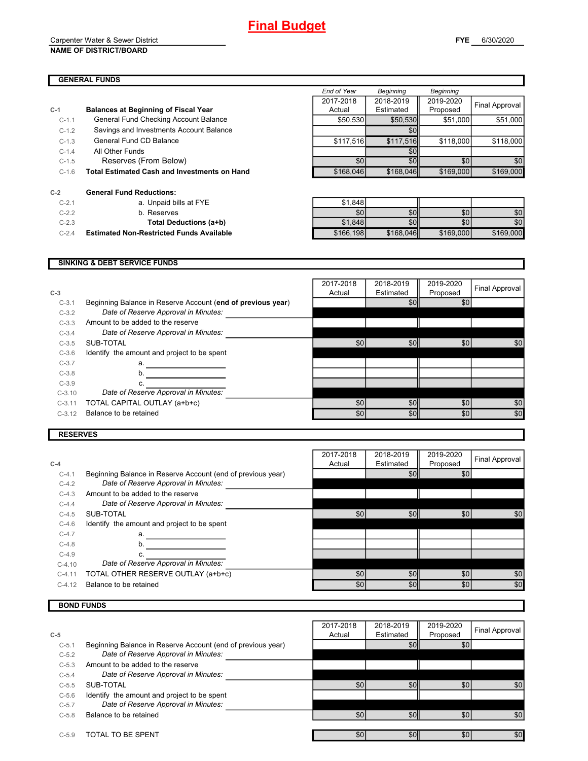# Final Budget

Carpenter Water & Sewer District
**NAME OF DISTRICT/BOARD**

**FYE** 6/30/2020

## GENERAL FUNDS

| | | *End of Year* 2017-2018 Actual | *Beginning* 2018-2019 Estimated | *Beginning* 2019-2020 Proposed | Final Approval |
|---|---|---|---|---|---|
| **C-1** | **Balances at Beginning of Fiscal Year** | | | | |
| C-1.1 | General Fund Checking Account Balance | $50,530 | $50,530 | $51,000 | $51,000 |
| C-1.2 | Savings and Investments Account Balance | | $0 | | |
| C-1.3 | General Fund CD Balance | $117,516 | $117,516 | $118,000 | $118,000 |
| C-1.4 | All Other Funds | | $0 | | |
| C-1.5 | Reserves (From Below) | $0 | $0 | $0 | $0 |
| C-1.6 | **Total Estimated Cash and Investments on Hand** | $168,046 | $168,046 | $169,000 | $169,000 |
| **C-2** | **General Fund Reductions:** | | | | |
| C-2.1 | a. Unpaid bills at FYE | $1,848 | | | |
| C-2.2 | b. Reserves | $0 | $0 | $0 | $0 |
| C-2.3 | **Total Deductions (a+b)** | $1,848 | $0 | $0 | $0 |
| C-2.4 | **Estimated Non-Restricted Funds Available** | $166,198 | $168,046 | $169,000 | $169,000 |

## SINKING & DEBT SERVICE FUNDS

| **C-3** | | 2017-2018 Actual | 2018-2019 Estimated | 2019-2020 Proposed | Final Approval |
|---|---|---|---|---|---|
| C-3.1 | Beginning Balance in Reserve Account (**end of previous year**) | | $0 | $0 | |
| C-3.2 | *Date of Reserve Approval in Minutes:* | | | | |
| C-3.3 | Amount to be added to the reserve | | | | |
| C-3.4 | *Date of Reserve Approval in Minutes:* | | | | |
| C-3.5 | SUB-TOTAL | $0 | $0 | $0 | $0 |
| C-3.6 | Identify the amount and project to be spent | | | | |
| C-3.7 | a. | | | | |
| C-3.8 | b. | | | | |
| C-3.9 | c. | | | | |
| C-3.10 | *Date of Reserve Approval in Minutes:* | | | | |
| C-3.11 | TOTAL CAPITAL OUTLAY (a+b+c) | $0 | $0 | $0 | $0 |
| C-3.12 | Balance to be retained | $0 | $0 | $0 | $0 |

## RESERVES

| **C-4** | | 2017-2018 Actual | 2018-2019 Estimated | 2019-2020 Proposed | Final Approval |
|---|---|---|---|---|---|
| C-4.1 | Beginning Balance in Reserve Account (end of previous year) | | $0 | $0 | |
| C-4.2 | *Date of Reserve Approval in Minutes:* | | | | |
| C-4.3 | Amount to be added to the reserve | | | | |
| C-4.4 | *Date of Reserve Approval in Minutes:* | | | | |
| C-4.5 | SUB-TOTAL | $0 | $0 | $0 | $0 |
| C-4.6 | Identify the amount and project to be spent | | | | |
| C-4.7 | a. | | | | |
| C-4.8 | b. | | | | |
| C-4.9 | c. | | | | |
| C-4.10 | *Date of Reserve Approval in Minutes:* | | | | |
| C-4.11 | TOTAL OTHER RESERVE OUTLAY (a+b+c) | $0 | $0 | $0 | $0 |
| C-4.12 | Balance to be retained | $0 | $0 | $0 | $0 |

## BOND FUNDS

| **C-5** | | 2017-2018 Actual | 2018-2019 Estimated | 2019-2020 Proposed | Final Approval |
|---|---|---|---|---|---|
| C-5.1 | Beginning Balance in Reserve Account (end of previous year) | | $0 | $0 | |
| C-5.2 | *Date of Reserve Approval in Minutes:* | | | | |
| C-5.3 | Amount to be added to the reserve | | | | |
| C-5.4 | *Date of Reserve Approval in Minutes:* | | | | |
| C-5.5 | SUB-TOTAL | $0 | $0 | $0 | $0 |
| C-5.6 | Identify the amount and project to be spent | | | | |
| C-5.7 | *Date of Reserve Approval in Minutes:* | | | | |
| C-5.8 | Balance to be retained | $0 | $0 | $0 | $0 |
| C-5.9 | TOTAL TO BE SPENT | $0 | $0 | $0 | $0 |